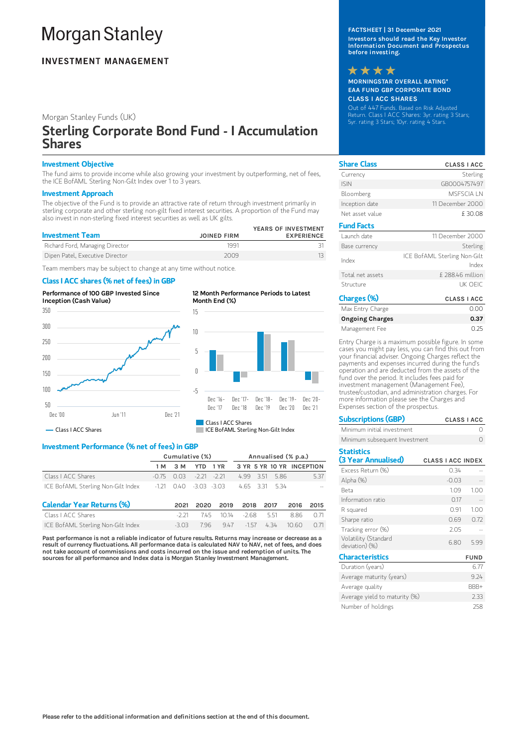# Morgan Stanley

**INVESTMENT MANAGEMENT**

FACTSHEET | 31 December 2021

**Investors should read the Key Investor Information Document and Prospectus before investing.**

★★★★

**MORNINGSTAR OVERALL RATING***
**EAA FUND GBP CORPORATE BOND**
**CLASS I ACC SHARES**

Out of 447 Funds. Based on Risk Adjusted Return. Class I ACC Shares: 3yr. rating 3 Stars; 5yr. rating 3 Stars; 10yr. rating 4 Stars.

Morgan Stanley Funds (UK)

# Sterling Corporate Bond Fund - I Accumulation Shares

## Investment Objective

The fund aims to provide income while also growing your investment by outperforming, net of fees, the ICE BofAML Sterling Non-Gilt Index over 1 to 3 years.

## Investment Approach

The objective of the Fund is to provide an attractive rate of return through investment primarily in sterling corporate and other sterling non-gilt fixed interest securities. A proportion of the Fund may also invest in non-sterling fixed interest securities as well as UK gilts.

| Investment Team | JOINED FIRM | YEARS OF INVESTMENT EXPERIENCE |
|---|---|---|
| Richard Ford, Managing Director | 1991 | 31 |
| Dipen Patel, Executive Director | 2009 | 13 |

Team members may be subject to change at any time without notice.

## Class I ACC shares (% net of fees) in GBP

**Performance of 100 GBP Invested Since Inception (Cash Value)**

350
300
250
200
150
100
50
Dec '00
Jun '11
Dec '21

— Class I ACC Shares

**12 Month Performance Periods to Latest Month End (%)**

15
10
5
0
-5
Dec '16 - Dec '17
Dec '17 - Dec '18
Dec '18 - Dec '19
Dec '19 - Dec '20
Dec '20 - Dec '21

Class I ACC Shares
ICE BofAML Sterling Non-Gilt Index

## Investment Performance (% net of fees) in GBP

| | Cumulative (%) | | | | Annualised (% p.a.) | | | |
|---|---|---|---|---|---|---|---|---|
| | 1 M | 3 M | YTD | 1 YR | 3 YR | 5 YR | 10 YR | INCEPTION |
| Class I ACC Shares | -0.75 | 0.03 | -2.21 | -2.21 | 4.99 | 3.51 | 5.86 | 5.37 |
| ICE BofAML Sterling Non-Gilt Index | -1.21 | 0.40 | -3.03 | -3.03 | 4.65 | 3.31 | 5.34 | -- |

## Calendar Year Returns (%)

| | 2021 | 2020 | 2019 | 2018 | 2017 | 2016 | 2015 |
|---|---|---|---|---|---|---|---|
| Class I ACC Shares | -2.21 | 7.45 | 10.14 | -2.68 | 5.51 | 8.86 | 0.71 |
| ICE BofAML Sterling Non-Gilt Index | -3.03 | 7.96 | 9.47 | -1.57 | 4.34 | 10.60 | 0.71 |

**Past performance is not a reliable indicator of future results. Returns may increase or decrease as a result of currency fluctuations. All performance data is calculated NAV to NAV, net of fees, and does not take account of commissions and costs incurred on the issue and redemption of units. The sources for all performance and Index data is Morgan Stanley Investment Management.**

## Share Class

| | CLASS I ACC |
|---|---|
| Currency | Sterling |
| ISIN | GB0004757497 |
| Bloomberg | MSFSCIA LN |
| Inception date | 11 December 2000 |
| Net asset value | £ 30.08 |

## Fund Facts

| | |
|---|---|
| Launch date | 11 December 2000 |
| Base currency | Sterling |
| Index | ICE BofAML Sterling Non-Gilt Index |
| Total net assets | £ 288.46 million |
| Structure | UK OEIC |

## Charges (%)

| | CLASS I ACC |
|---|---|
| Max Entry Charge | 0.00 |
| **Ongoing Charges** | **0.37** |
| Management Fee | 0.25 |

Entry Charge is a maximum possible figure. In some cases you might pay less, you can find this out from your financial adviser. Ongoing Charges reflect the payments and expenses incurred during the fund's operation and are deducted from the assets of the fund over the period. It includes fees paid for investment management (Management Fee), trustee/custodian, and administration charges. For more information please see the Charges and Expenses section of the prospectus.

## Subscriptions (GBP)

| | CLASS I ACC |
|---|---|
| Minimum initial investment | 0 |
| Minimum subsequent Investment | 0 |

## Statistics (3 Year Annualised)

| | CLASS I ACC | INDEX |
|---|---|---|
| Excess Return (%) | 0.34 | -- |
| Alpha (%) | -0.03 | -- |
| Beta | 1.09 | 1.00 |
| Information ratio | 0.17 | -- |
| R squared | 0.91 | 1.00 |
| Sharpe ratio | 0.69 | 0.72 |
| Tracking error (%) | 2.05 | -- |
| Volatility (Standard deviation) (%) | 6.80 | 5.99 |

## Characteristics

| | FUND |
|---|---|
| Duration (years) | 6.77 |
| Average maturity (years) | 9.24 |
| Average quality | BBB+ |
| Average yield to maturity (%) | 2.33 |
| Number of holdings | 258 |

**Please refer to the additional information and definitions section at the end of this document.**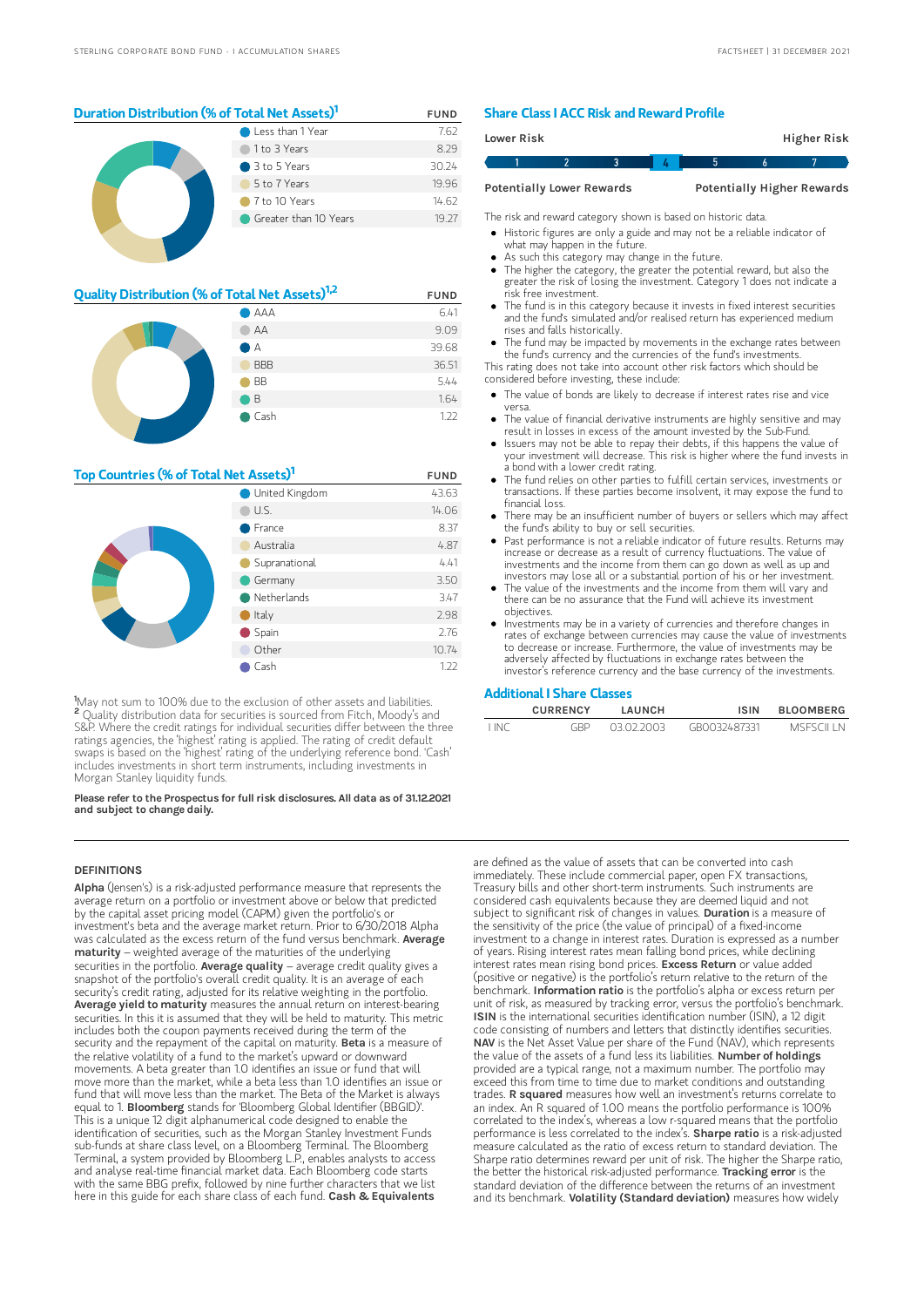## Duration Distribution (% of Total Net Assets)[1]

| | FUND |
|---|---|
| Less than 1 Year | 7.62 |
| 1 to 3 Years | 8.29 |
| 3 to 5 Years | 30.24 |
| 5 to 7 Years | 19.96 |
| 7 to 10 Years | 14.62 |
| Greater than 10 Years | 19.27 |

## Quality Distribution (% of Total Net Assets)[1,2]

| | FUND |
|---|---|
| AAA | 6.41 |
| AA | 9.09 |
| A | 39.68 |
| BBB | 36.51 |
| BB | 5.44 |
| B | 1.64 |
| Cash | 1.22 |

## Top Countries (% of Total Net Assets)[1]

| | FUND |
|---|---|
| United Kingdom | 43.63 |
| U.S. | 14.06 |
| France | 8.37 |
| Australia | 4.87 |
| Supranational | 4.41 |
| Germany | 3.50 |
| Netherlands | 3.47 |
| Italy | 2.98 |
| Spain | 2.76 |
| Other | 10.74 |
| Cash | 1.22 |

[1]May not sum to 100% due to the exclusion of other assets and liabilities.
[2] Quality distribution data for securities is sourced from Fitch, Moody's and S&P. Where the credit ratings for individual securities differ between the three ratings agencies, the 'highest' rating is applied. The rating of credit default swaps is based on the 'highest' rating of the underlying reference bond. 'Cash' includes investments in short term instruments, including investments in Morgan Stanley liquidity funds.

**Please refer to the Prospectus for full risk disclosures. All data as of 31.12.2021 and subject to change daily.**

## Share Class I ACC Risk and Reward Profile

Lower Risk — Higher Risk

1 2 3 **4** 5 6 7

Potentially Lower Rewards — Potentially Higher Rewards

The risk and reward category shown is based on historic data.

- Historic figures are only a guide and may not be a reliable indicator of what may happen in the future.
- As such this category may change in the future.
- The higher the category, the greater the potential reward, but also the greater the risk of losing the investment. Category 1 does not indicate a risk free investment.
- The fund is in this category because it invests in fixed interest securities and the fund's simulated and/or realised return has experienced medium rises and falls historically.
- The fund may be impacted by movements in the exchange rates between the fund's currency and the currencies of the fund's investments.

This rating does not take into account other risk factors which should be considered before investing, these include:

- The value of bonds are likely to decrease if interest rates rise and vice versa.
- The value of financial derivative instruments are highly sensitive and may result in losses in excess of the amount invested by the Sub-Fund.
- Issuers may not be able to repay their debts, if this happens the value of your investment will decrease. This risk is higher where the fund invests in a bond with a lower credit rating.
- The fund relies on other parties to fulfill certain services, investments or transactions. If these parties become insolvent, it may expose the fund to financial loss.
- There may be an insufficient number of buyers or sellers which may affect the fund's ability to buy or sell securities.
- Past performance is not a reliable indicator of future results. Returns may increase or decrease as a result of currency fluctuations. The value of investments and the income from them can go down as well as up and investors may lose all or a substantial portion of his or her investment.
- The value of the investments and the income from them will vary and there can be no assurance that the Fund will achieve its investment objectives.
- Investments may be in a variety of currencies and therefore changes in rates of exchange between currencies may cause the value of investments to decrease or increase. Furthermore, the value of investments may be adversely affected by fluctuations in exchange rates between the investor's reference currency and the base currency of the investments.

## Additional I Share Classes

| | CURRENCY | LAUNCH | ISIN | BLOOMBERG |
|---|---|---|---|---|
| I INC | GBP | 03.02.2003 | GB0032487331 | MSFSCII LN |

### DEFINITIONS

**Alpha** (Jensen's) is a risk-adjusted performance measure that represents the average return on a portfolio or investment above or below that predicted by the capital asset pricing model (CAPM) given the portfolio's or investment's beta and the average market return. Prior to 6/30/2018 Alpha was calculated as the excess return of the fund versus benchmark. **Average maturity** – weighted average of the maturities of the underlying securities in the portfolio. **Average quality** – average credit quality gives a snapshot of the portfolio's overall credit quality. It is an average of each security's credit rating, adjusted for its relative weighting in the portfolio. **Average yield to maturity** measures the annual return on interest-bearing securities. In this it is assumed that they will be held to maturity. This metric includes both the coupon payments received during the term of the security and the repayment of the capital on maturity. **Beta** is a measure of the relative volatility of a fund to the market's upward or downward movements. A beta greater than 1.0 identifies an issue or fund that will move more than the market, while a beta less than 1.0 identifies an issue or fund that will move less than the market. The Beta of the Market is always equal to 1. **Bloomberg** stands for 'Bloomberg Global Identifier (BBGID)'. This is a unique 12 digit alphanumerical code designed to enable the identification of securities, such as the Morgan Stanley Investment Funds sub-funds at share class level, on a Bloomberg Terminal. The Bloomberg Terminal, a system provided by Bloomberg L.P., enables analysts to access and analyse real-time financial market data. Each Bloomberg code starts with the same BBG prefix, followed by nine further characters that we list here in this guide for each share class of each fund. **Cash & Equivalents** are defined as the value of assets that can be converted into cash immediately. These include commercial paper, open FX transactions, Treasury bills and other short-term instruments. Such instruments are considered cash equivalents because they are deemed liquid and not subject to significant risk of changes in values. **Duration** is a measure of the sensitivity of the price (the value of principal) of a fixed-income investment to a change in interest rates. Duration is expressed as a number of years. Rising interest rates mean falling bond prices, while declining interest rates mean rising bond prices. **Excess Return** or value added (positive or negative) is the portfolio's return relative to the return of the benchmark. **Information ratio** is the portfolio's alpha or excess return per unit of risk, as measured by tracking error, versus the portfolio's benchmark. **ISIN** is the international securities identification number (ISIN), a 12 digit code consisting of numbers and letters that distinctly identifies securities. **NAV** is the Net Asset Value per share of the Fund (NAV), which represents the value of the assets of a fund less its liabilities. **Number of holdings** provided are a typical range, not a maximum number. The portfolio may exceed this from time to time due to market conditions and outstanding trades. **R squared** measures how well an investment's returns correlate to an index. An R squared of 1.00 means the portfolio performance is 100% correlated to the index's, whereas a low r-squared means that the portfolio performance is less correlated to the index's. **Sharpe ratio** is a risk-adjusted measure calculated as the ratio of excess return to standard deviation. The Sharpe ratio determines reward per unit of risk. The higher the Sharpe ratio, the better the historical risk-adjusted performance. **Tracking error** is the standard deviation of the difference between the returns of an investment and its benchmark. **Volatility (Standard deviation)** measures how widely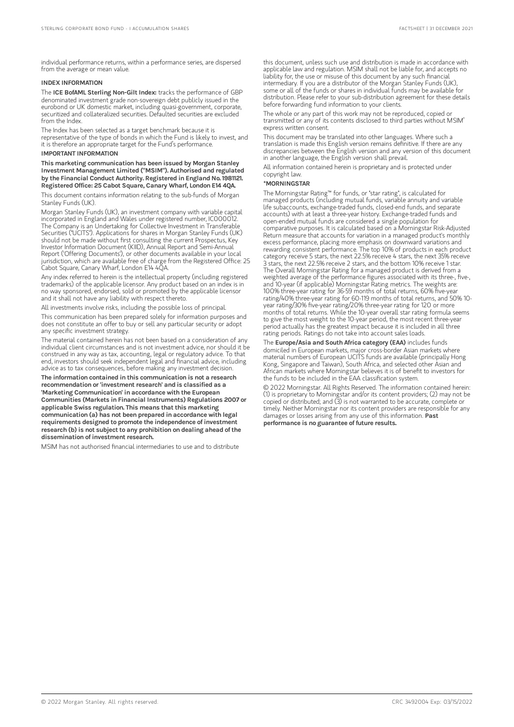individual performance returns, within a performance series, are dispersed from the average or mean value.

### INDEX INFORMATION

The **ICE BofAML Sterling Non-Gilt Index:** tracks the performance of GBP denominated investment grade non-sovereign debt publicly issued in the eurobond or UK domestic market, including quasi-government, corporate, securitized and collateralized securities. Defaulted securities are excluded from the Index.

The Index has been selected as a target benchmark because it is representative of the type of bonds in which the Fund is likely to invest, and it is therefore an appropriate target for the Fund's performance.

### IMPORTANT INFORMATION

**This marketing communication has been issued by Morgan Stanley Investment Management Limited ("MSIM"). Authorised and regulated by the Financial Conduct Authority. Registered in England No. 1981121. Registered Office: 25 Cabot Square, Canary Wharf, London E14 4QA.**

This document contains information relating to the sub-funds of Morgan Stanley Funds (UK).

Morgan Stanley Funds (UK), an investment company with variable capital incorporated in England and Wales under registered number, IC000012. The Company is an Undertaking for Collective Investment in Transferable Securities ("UCITS"). Applications for shares in Morgan Stanley Funds (UK) should not be made without first consulting the current Prospectus, Key Investor Information Document (KIID), Annual Report and Semi-Annual Report ('Offering Documents'), or other documents available in your local jurisdiction, which are available free of charge from the Registered Office: 25 Cabot Square, Canary Wharf, London E14 4QA.

Any index referred to herein is the intellectual property (including registered trademarks) of the applicable licensor. Any product based on an index is in no way sponsored, endorsed, sold or promoted by the applicable licensor and it shall not have any liability with respect thereto.

All investments involve risks, including the possible loss of principal.

This communication has been prepared solely for information purposes and does not constitute an offer to buy or sell any particular security or adopt any specific investment strategy.

The material contained herein has not been based on a consideration of any individual client circumstances and is not investment advice, nor should it be construed in any way as tax, accounting, legal or regulatory advice. To that end, investors should seek independent legal and financial advice, including advice as to tax consequences, before making any investment decision.

**The information contained in this communication is not a research recommendation or 'investment research' and is classified as a 'Marketing Communication' in accordance with the European Communities (Markets in Financial Instruments) Regulations 2007 or applicable Swiss regulation. This means that this marketing communication (a) has not been prepared in accordance with legal requirements designed to promote the independence of investment research (b) is not subject to any prohibition on dealing ahead of the dissemination of investment research.**

MSIM has not authorised financial intermediaries to use and to distribute this document, unless such use and distribution is made in accordance with applicable law and regulation. MSIM shall not be liable for, and accepts no liability for, the use or misuse of this document by any such financial intermediary. If you are a distributor of the Morgan Stanley Funds (UK), some or all of the funds or shares in individual funds may be available for distribution. Please refer to your sub-distribution agreement for these details before forwarding fund information to your clients.

The whole or any part of this work may not be reproduced, copied or transmitted or any of its contents disclosed to third parties without MSIM' express written consent.

This document may be translated into other languages. Where such a translation is made this English version remains definitive. If there are any discrepancies between the English version and any version of this document in another language, the English version shall prevail.

All information contained herein is proprietary and is protected under copyright law.

### *MORNINGSTAR

The Morningstar Rating™ for funds, or "star rating", is calculated for managed products (including mutual funds, variable annuity and variable life subaccounts, exchange-traded funds, closed-end funds, and separate accounts) with at least a three-year history. Exchange-traded funds and open-ended mutual funds are considered a single population for comparative purposes. It is calculated based on a Morningstar Risk-Adjusted Return measure that accounts for variation in a managed product's monthly excess performance, placing more emphasis on downward variations and rewarding consistent performance. The top 10% of products in each product category receive 5 stars, the next 22.5% receive 4 stars, the next 35% receive 3 stars, the next 22.5% receive 2 stars, and the bottom 10% receive 1 star. The Overall Morningstar Rating for a managed product is derived from a weighted average of the performance figures associated with its three-, five-, and 10-year (if applicable) Morningstar Rating metrics. The weights are: 100% three-year rating for 36-59 months of total returns, 60% five-year rating/40% three-year rating for 60-119 months of total returns, and 50% 10-year rating/30% five-year rating/20% three-year rating for 120 or more months of total returns. While the 10-year overall star rating formula seems to give the most weight to the 10-year period, the most recent three-year period actually has the greatest impact because it is included in all three rating periods. Ratings do not take into account sales loads.

The **Europe/Asia and South Africa category (EAA)** includes funds domiciled in European markets, major cross-border Asian markets where material numbers of European UCITS funds are available (principally Hong Kong, Singapore and Taiwan), South Africa, and selected other Asian and African markets where Morningstar believes it is of benefit to investors for the funds to be included in the EAA classification system.

© 2022 Morningstar. All Rights Reserved. The information contained herein: (1) is proprietary to Morningstar and/or its content providers; (2) may not be copied or distributed; and (3) is not warranted to be accurate, complete or timely. Neither Morningstar nor its content providers are responsible for any damages or losses arising from any use of this information. **Past performance is no guarantee of future results.**

© 2022 Morgan Stanley. All rights reserved.

CRC 3492004 Exp: 03/15/2022